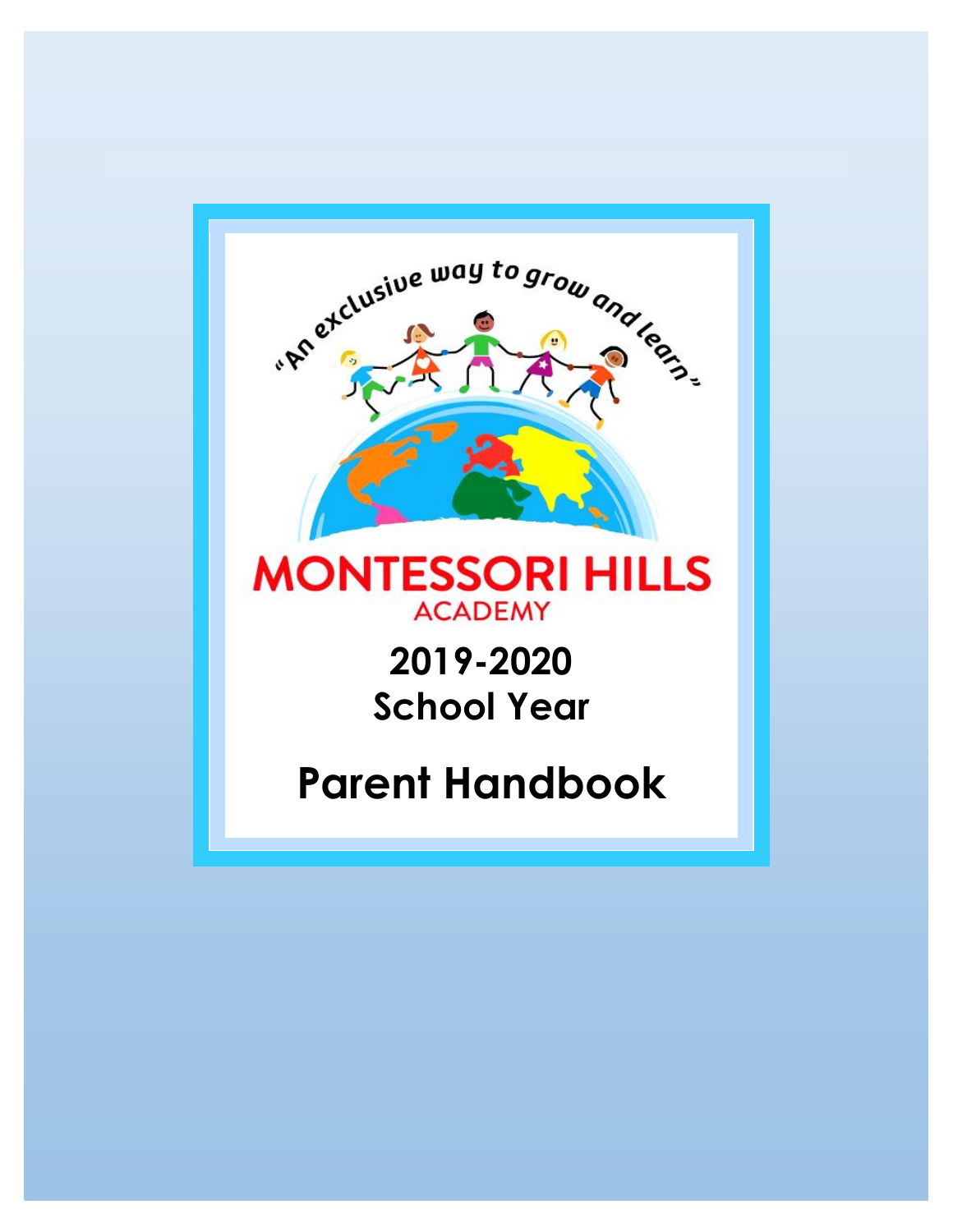"An exclusive way to grow and learn"

# MONTESSORI HILLS ACADEMY

## 2019-2020 School Year

# Parent Handbook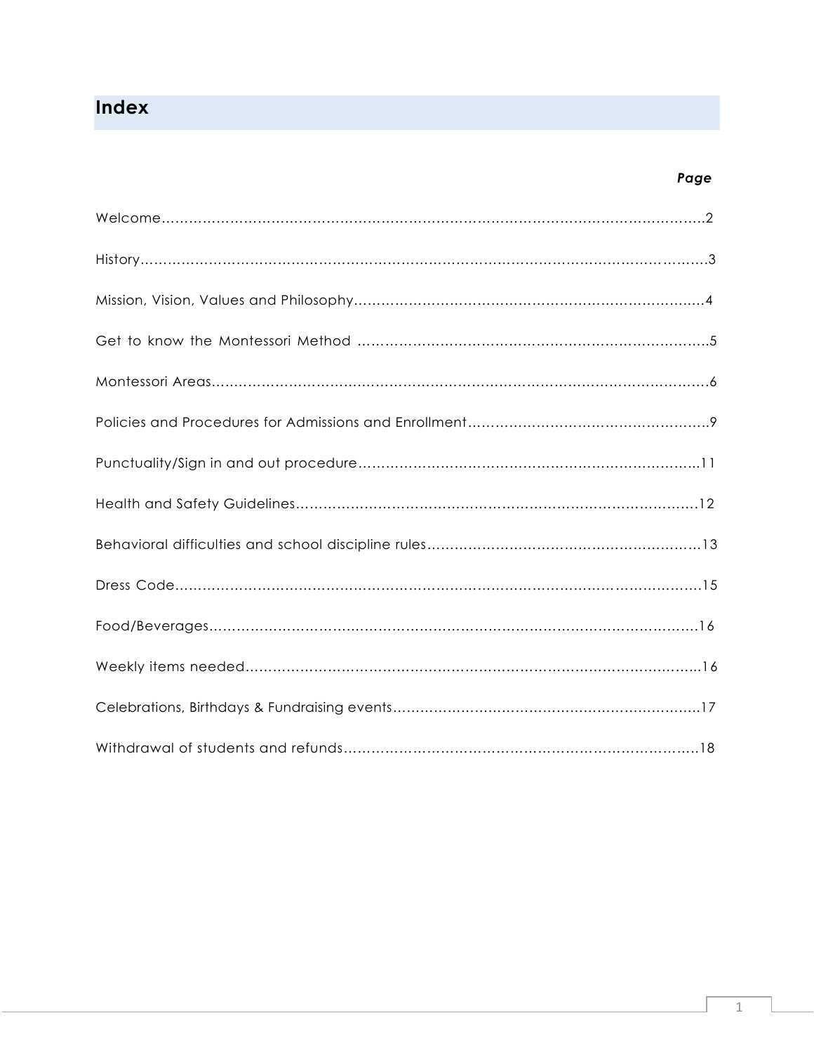# Index

| | *Page* |
|---|---|
| Welcome | 2 |
| History | 3 |
| Mission, Vision, Values and Philosophy | 4 |
| Get to know the Montessori Method | 5 |
| Montessori Areas | 6 |
| Policies and Procedures for Admissions and Enrollment | 9 |
| Punctuality/Sign in and out procedure | 11 |
| Health and Safety Guidelines | 12 |
| Behavioral difficulties and school discipline rules | 13 |
| Dress Code | 15 |
| Food/Beverages | 16 |
| Weekly items needed | 16 |
| Celebrations, Birthdays & Fundraising events | 17 |
| Withdrawal of students and refunds | 18 |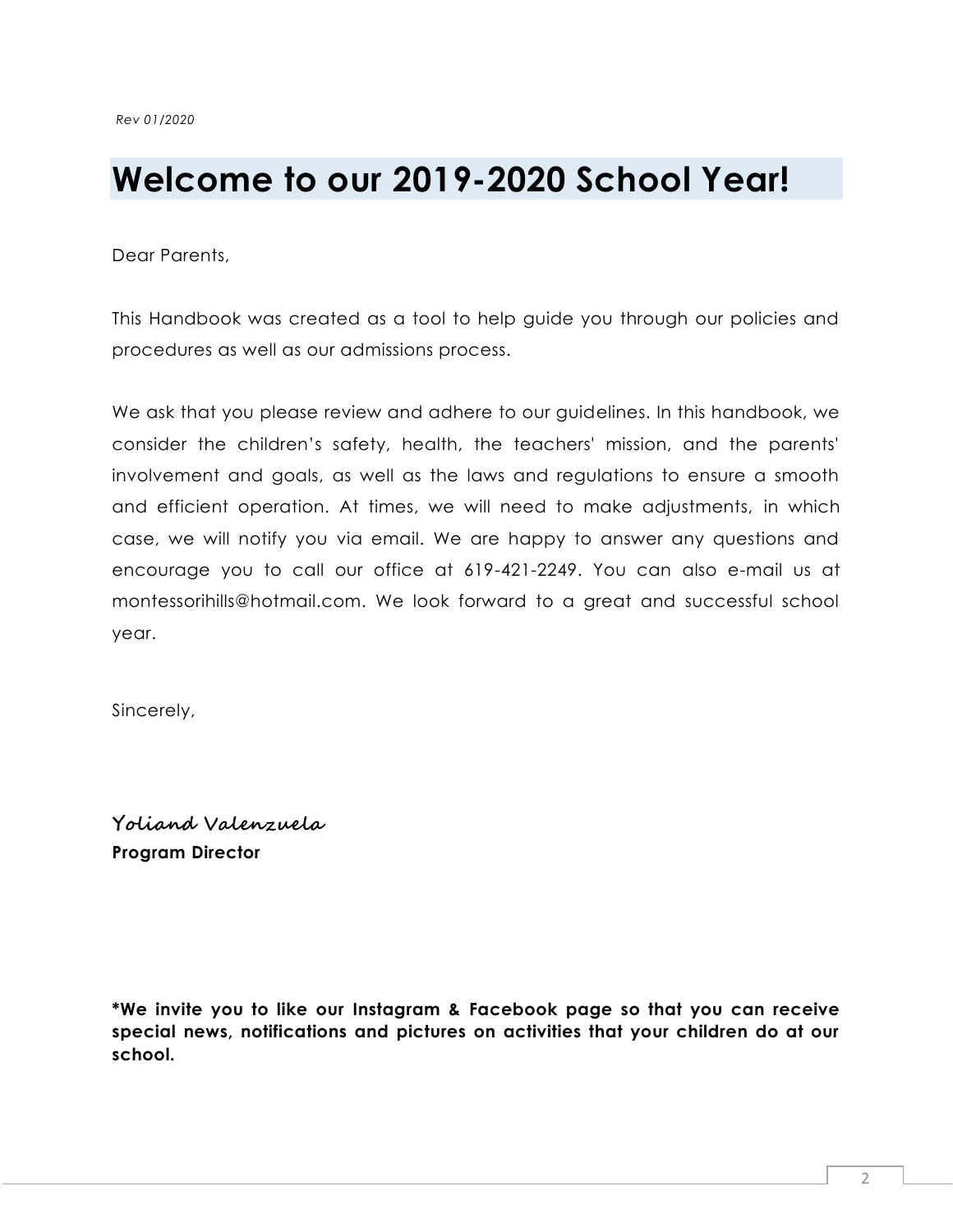*Rev 01/2020*

# Welcome to our 2019-2020 School Year!

Dear Parents,

This Handbook was created as a tool to help guide you through our policies and procedures as well as our admissions process.

We ask that you please review and adhere to our guidelines. In this handbook, we consider the children's safety, health, the teachers' mission, and the parents' involvement and goals, as well as the laws and regulations to ensure a smooth and efficient operation. At times, we will need to make adjustments, in which case, we will notify you via email. We are happy to answer any questions and encourage you to call our office at 619-421-2249. You can also e-mail us at montessorihills@hotmail.com. We look forward to a great and successful school year.

Sincerely,

*Yoliand Valenzuela*
**Program Director**

**\*We invite you to like our Instagram & Facebook page so that you can receive special news, notifications and pictures on activities that your children do at our school.**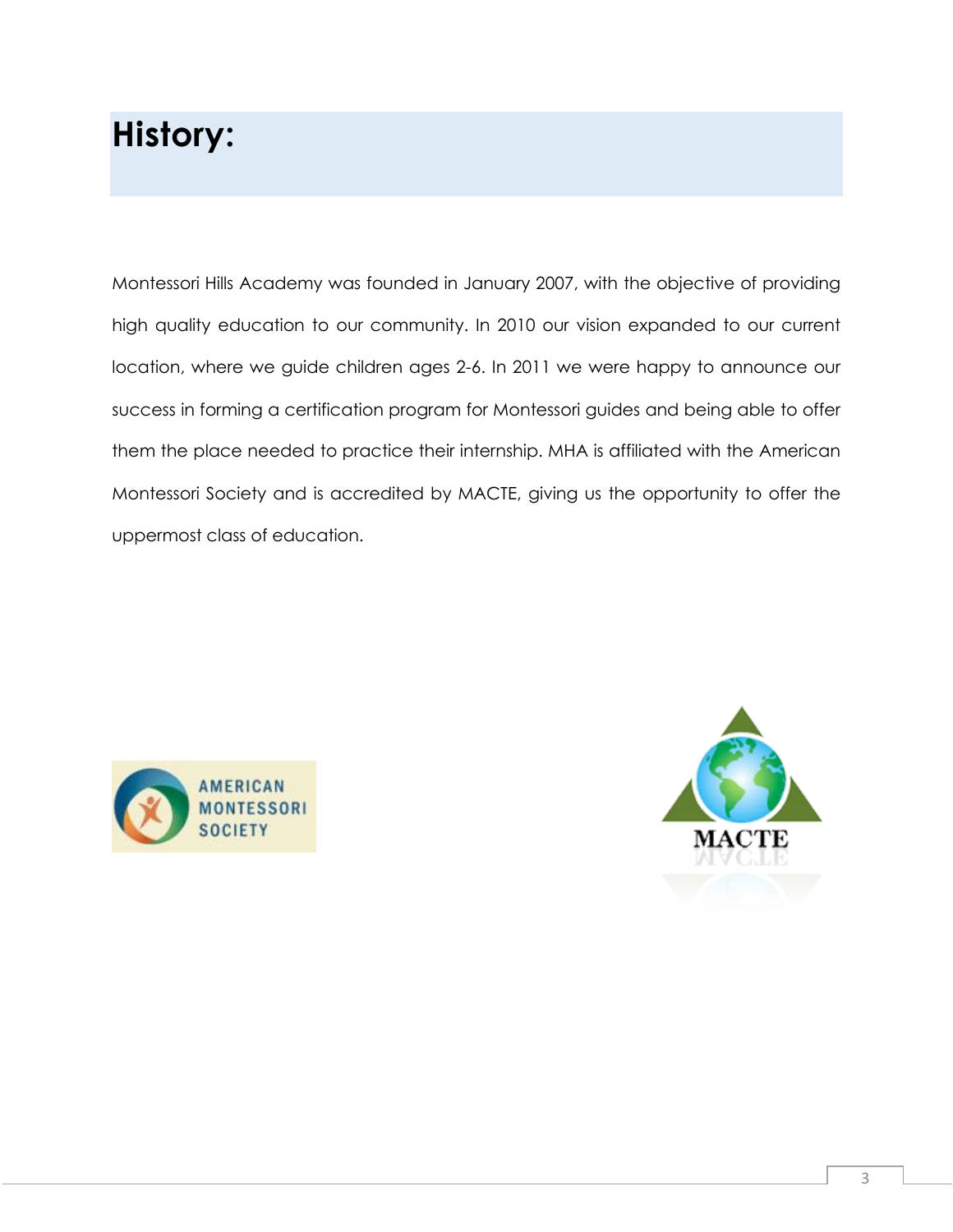# History:

Montessori Hills Academy was founded in January 2007, with the objective of providing high quality education to our community. In 2010 our vision expanded to our current location, where we guide children ages 2-6. In 2011 we were happy to announce our success in forming a certification program for Montessori guides and being able to offer them the place needed to practice their internship. MHA is affiliated with the American Montessori Society and is accredited by MACTE, giving us the opportunity to offer the uppermost class of education.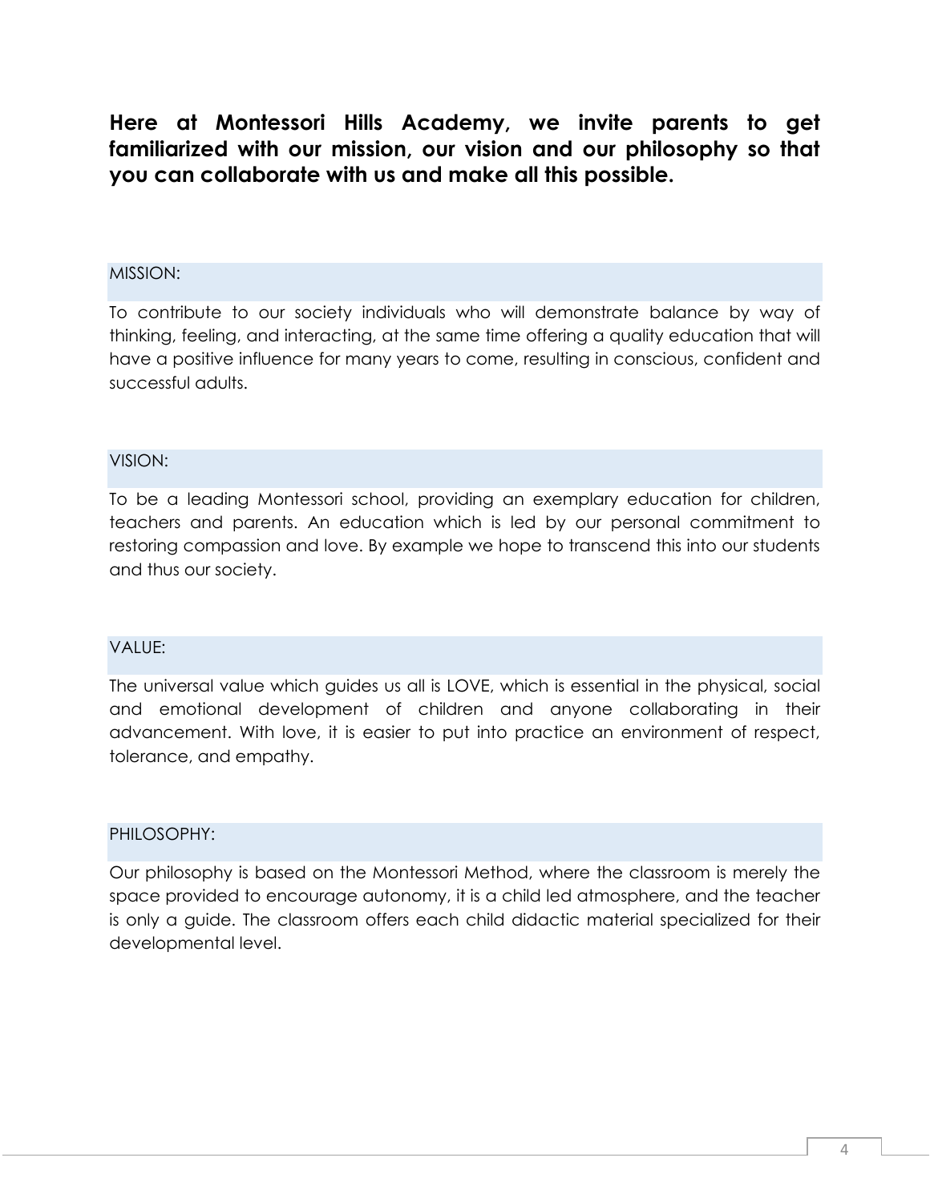**Here at Montessori Hills Academy, we invite parents to get familiarized with our mission, our vision and our philosophy so that you can collaborate with us and make all this possible.**

## MISSION:

To contribute to our society individuals who will demonstrate balance by way of thinking, feeling, and interacting, at the same time offering a quality education that will have a positive influence for many years to come, resulting in conscious, confident and successful adults.

## VISION:

To be a leading Montessori school, providing an exemplary education for children, teachers and parents. An education which is led by our personal commitment to restoring compassion and love. By example we hope to transcend this into our students and thus our society.

## VALUE:

The universal value which guides us all is LOVE, which is essential in the physical, social and emotional development of children and anyone collaborating in their advancement. With love, it is easier to put into practice an environment of respect, tolerance, and empathy.

## PHILOSOPHY:

Our philosophy is based on the Montessori Method, where the classroom is merely the space provided to encourage autonomy, it is a child led atmosphere, and the teacher is only a guide. The classroom offers each child didactic material specialized for their developmental level.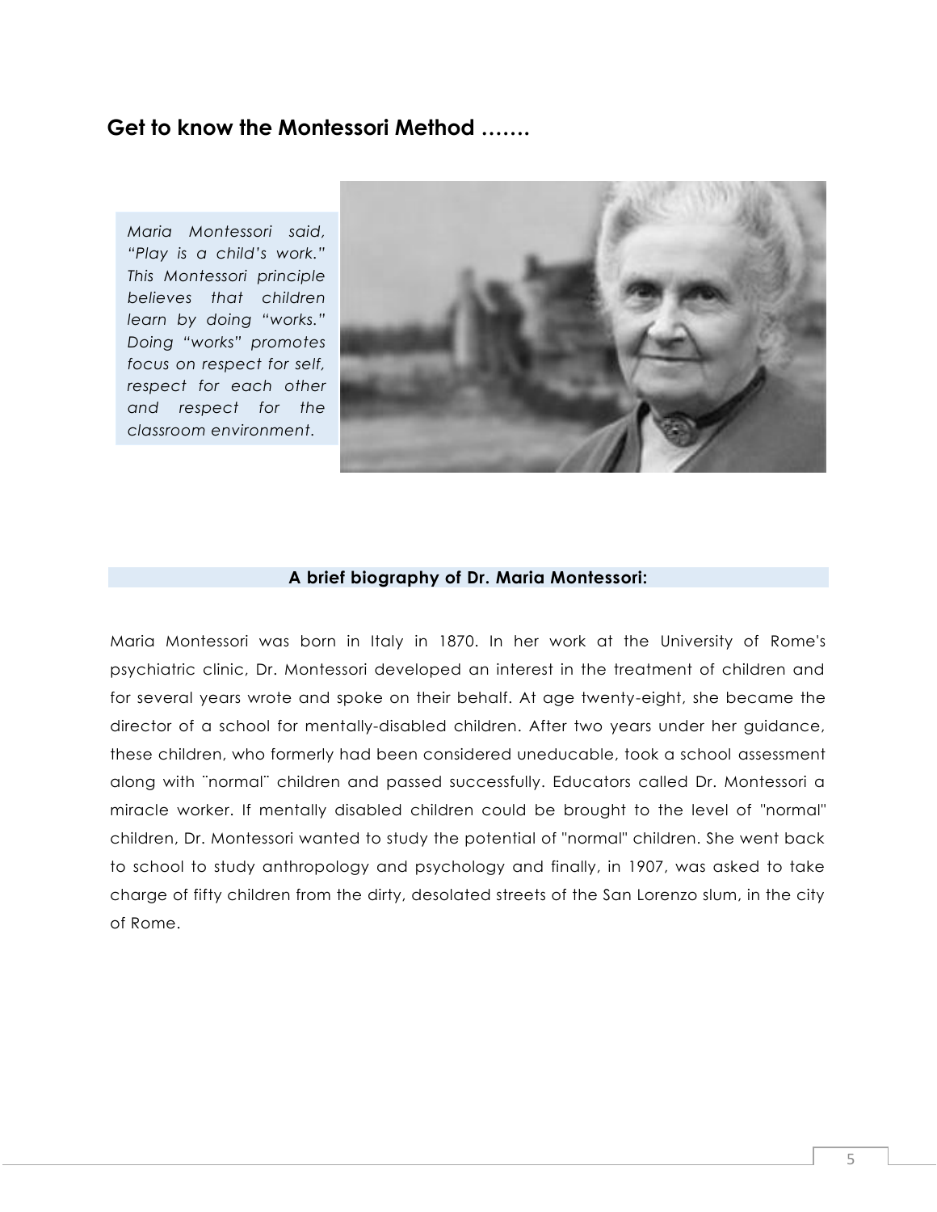## Get to know the Montessori Method …….

*Maria Montessori said, "Play is a child's work." This Montessori principle believes that children learn by doing "works." Doing "works" promotes focus on respect for self, respect for each other and respect for the classroom environment.*

### A brief biography of Dr. Maria Montessori:

Maria Montessori was born in Italy in 1870. In her work at the University of Rome's psychiatric clinic, Dr. Montessori developed an interest in the treatment of children and for several years wrote and spoke on their behalf. At age twenty-eight, she became the director of a school for mentally-disabled children. After two years under her guidance, these children, who formerly had been considered uneducable, took a school assessment along with ¨normal¨ children and passed successfully. Educators called Dr. Montessori a miracle worker. If mentally disabled children could be brought to the level of "normal" children, Dr. Montessori wanted to study the potential of "normal" children. She went back to school to study anthropology and psychology and finally, in 1907, was asked to take charge of fifty children from the dirty, desolated streets of the San Lorenzo slum, in the city of Rome.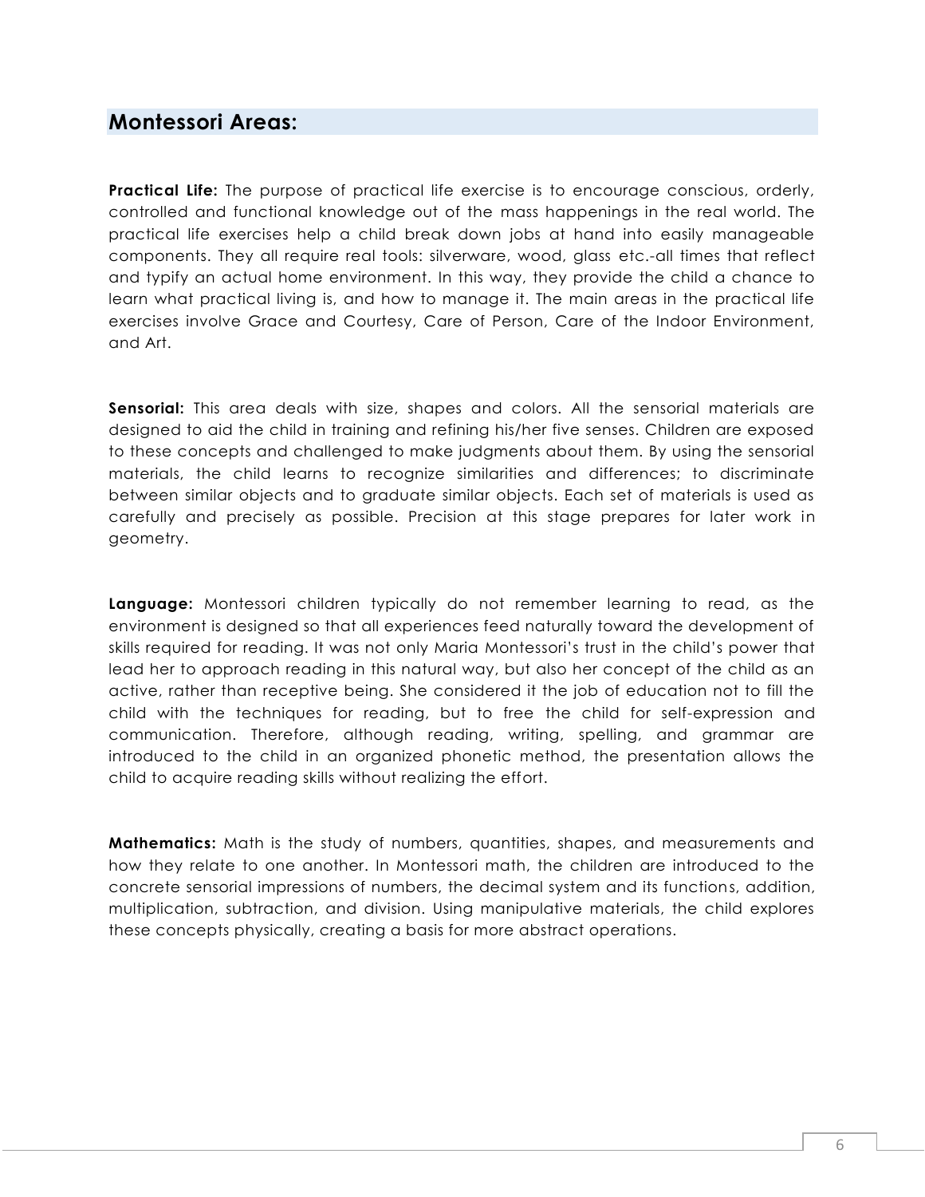## Montessori Areas:

**Practical Life:** The purpose of practical life exercise is to encourage conscious, orderly, controlled and functional knowledge out of the mass happenings in the real world. The practical life exercises help a child break down jobs at hand into easily manageable components. They all require real tools: silverware, wood, glass etc.-all times that reflect and typify an actual home environment. In this way, they provide the child a chance to learn what practical living is, and how to manage it. The main areas in the practical life exercises involve Grace and Courtesy, Care of Person, Care of the Indoor Environment, and Art.

**Sensorial:** This area deals with size, shapes and colors. All the sensorial materials are designed to aid the child in training and refining his/her five senses. Children are exposed to these concepts and challenged to make judgments about them. By using the sensorial materials, the child learns to recognize similarities and differences; to discriminate between similar objects and to graduate similar objects. Each set of materials is used as carefully and precisely as possible. Precision at this stage prepares for later work in geometry.

**Language:** Montessori children typically do not remember learning to read, as the environment is designed so that all experiences feed naturally toward the development of skills required for reading. It was not only Maria Montessori's trust in the child's power that lead her to approach reading in this natural way, but also her concept of the child as an active, rather than receptive being. She considered it the job of education not to fill the child with the techniques for reading, but to free the child for self-expression and communication. Therefore, although reading, writing, spelling, and grammar are introduced to the child in an organized phonetic method, the presentation allows the child to acquire reading skills without realizing the effort.

**Mathematics:** Math is the study of numbers, quantities, shapes, and measurements and how they relate to one another. In Montessori math, the children are introduced to the concrete sensorial impressions of numbers, the decimal system and its functions, addition, multiplication, subtraction, and division. Using manipulative materials, the child explores these concepts physically, creating a basis for more abstract operations.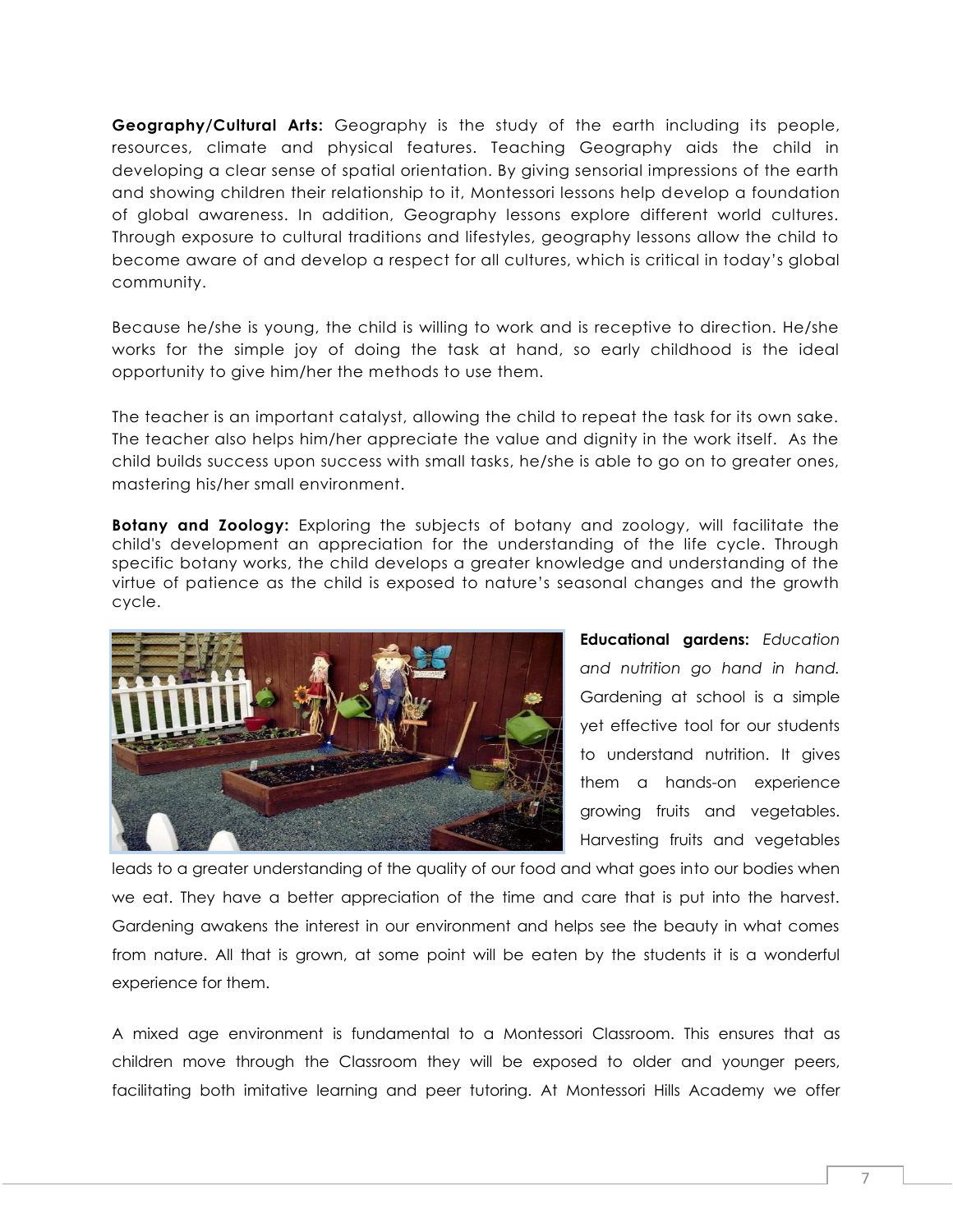**Geography/Cultural Arts:** Geography is the study of the earth including its people, resources, climate and physical features. Teaching Geography aids the child in developing a clear sense of spatial orientation. By giving sensorial impressions of the earth and showing children their relationship to it, Montessori lessons help develop a foundation of global awareness. In addition, Geography lessons explore different world cultures. Through exposure to cultural traditions and lifestyles, geography lessons allow the child to become aware of and develop a respect for all cultures, which is critical in today's global community.

Because he/she is young, the child is willing to work and is receptive to direction. He/she works for the simple joy of doing the task at hand, so early childhood is the ideal opportunity to give him/her the methods to use them.

The teacher is an important catalyst, allowing the child to repeat the task for its own sake. The teacher also helps him/her appreciate the value and dignity in the work itself. As the child builds success upon success with small tasks, he/she is able to go on to greater ones, mastering his/her small environment.

**Botany and Zoology:** Exploring the subjects of botany and zoology, will facilitate the child's development an appreciation for the understanding of the life cycle. Through specific botany works, the child develops a greater knowledge and understanding of the virtue of patience as the child is exposed to nature's seasonal changes and the growth cycle.

**Educational gardens:** *Education and nutrition go hand in hand.* Gardening at school is a simple yet effective tool for our students to understand nutrition. It gives them a hands-on experience growing fruits and vegetables. Harvesting fruits and vegetables leads to a greater understanding of the quality of our food and what goes into our bodies when we eat. They have a better appreciation of the time and care that is put into the harvest. Gardening awakens the interest in our environment and helps see the beauty in what comes from nature. All that is grown, at some point will be eaten by the students it is a wonderful experience for them.

A mixed age environment is fundamental to a Montessori Classroom. This ensures that as children move through the Classroom they will be exposed to older and younger peers, facilitating both imitative learning and peer tutoring. At Montessori Hills Academy we offer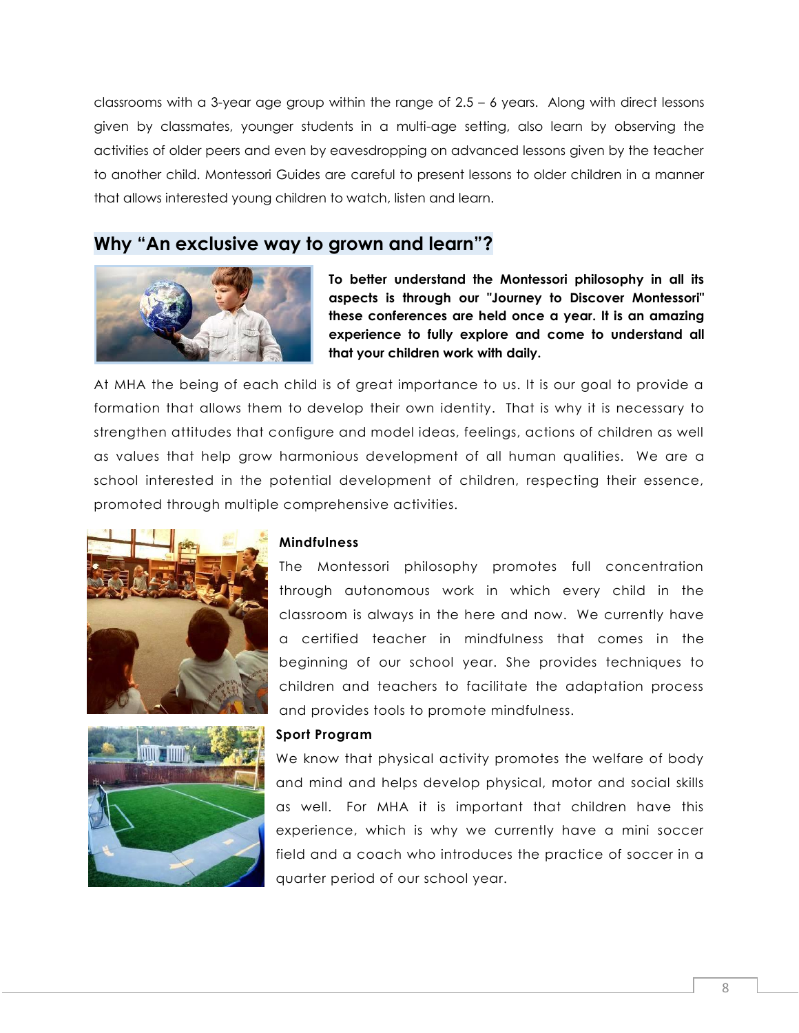classrooms with a 3-year age group within the range of 2.5 – 6 years. Along with direct lessons given by classmates, younger students in a multi-age setting, also learn by observing the activities of older peers and even by eavesdropping on advanced lessons given by the teacher to another child. Montessori Guides are careful to present lessons to older children in a manner that allows interested young children to watch, listen and learn.

## Why "An exclusive way to grown and learn"?

**To better understand the Montessori philosophy in all its aspects is through our "Journey to Discover Montessori" these conferences are held once a year. It is an amazing experience to fully explore and come to understand all that your children work with daily.**

At MHA the being of each child is of great importance to us. It is our goal to provide a formation that allows them to develop their own identity. That is why it is necessary to strengthen attitudes that configure and model ideas, feelings, actions of children as well as values that help grow harmonious development of all human qualities. We are a school interested in the potential development of children, respecting their essence, promoted through multiple comprehensive activities.

### Mindfulness

The Montessori philosophy promotes full concentration through autonomous work in which every child in the classroom is always in the here and now. We currently have a certified teacher in mindfulness that comes in the beginning of our school year. She provides techniques to children and teachers to facilitate the adaptation process and provides tools to promote mindfulness.

### Sport Program

We know that physical activity promotes the welfare of body and mind and helps develop physical, motor and social skills as well. For MHA it is important that children have this experience, which is why we currently have a mini soccer field and a coach who introduces the practice of soccer in a quarter period of our school year.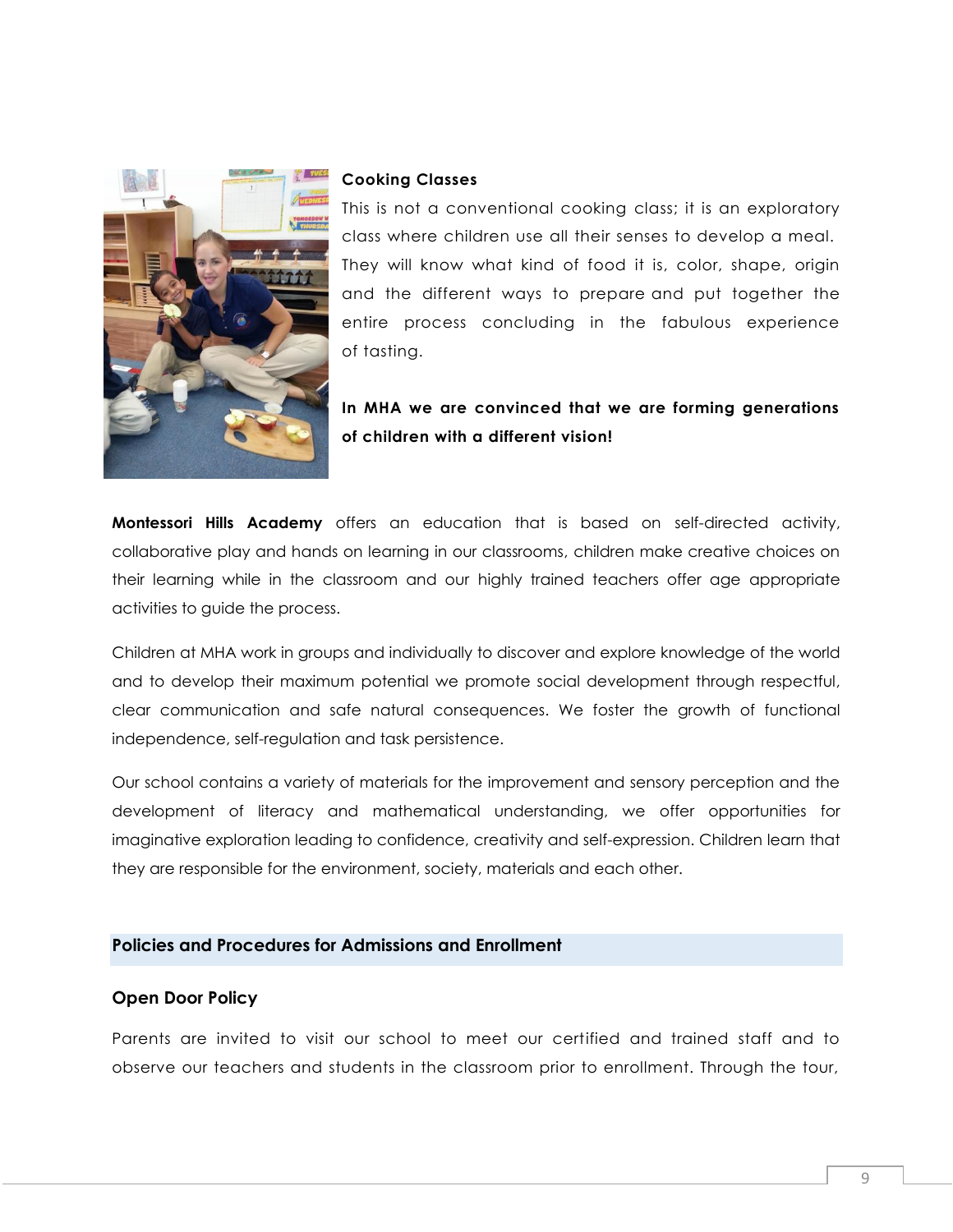**Cooking Classes**

This is not a conventional cooking class; it is an exploratory class where children use all their senses to develop a meal. They will know what kind of food it is, color, shape, origin and the different ways to prepare and put together the entire process concluding in the fabulous experience of tasting.

**In MHA we are convinced that we are forming generations of children with a different vision!**

**Montessori Hills Academy** offers an education that is based on self-directed activity, collaborative play and hands on learning in our classrooms, children make creative choices on their learning while in the classroom and our highly trained teachers offer age appropriate activities to guide the process.

Children at MHA work in groups and individually to discover and explore knowledge of the world and to develop their maximum potential we promote social development through respectful, clear communication and safe natural consequences. We foster the growth of functional independence, self-regulation and task persistence.

Our school contains a variety of materials for the improvement and sensory perception and the development of literacy and mathematical understanding, we offer opportunities for imaginative exploration leading to confidence, creativity and self-expression. Children learn that they are responsible for the environment, society, materials and each other.

## Policies and Procedures for Admissions and Enrollment

### Open Door Policy

Parents are invited to visit our school to meet our certified and trained staff and to observe our teachers and students in the classroom prior to enrollment. Through the tour,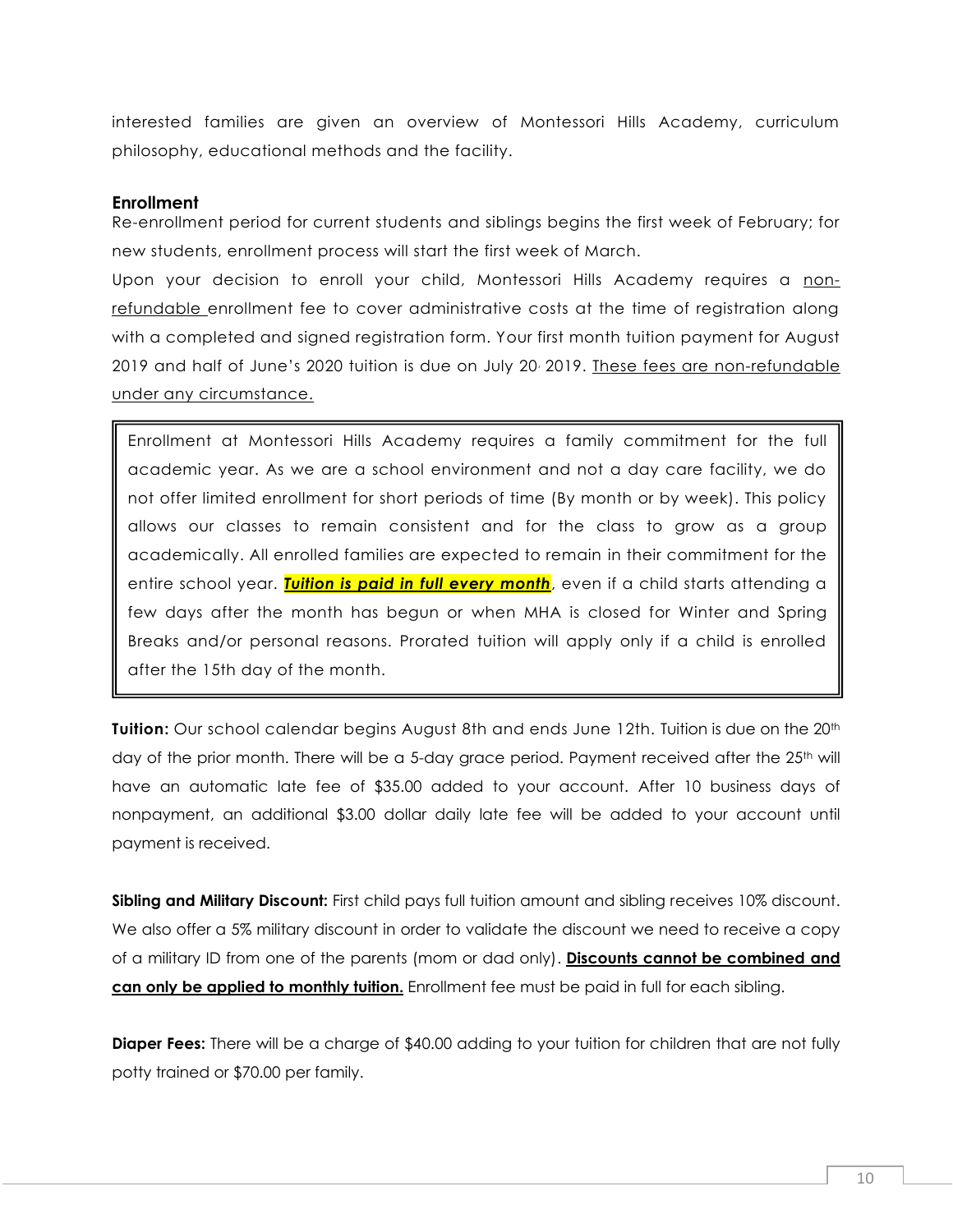interested families are given an overview of Montessori Hills Academy, curriculum philosophy, educational methods and the facility.

### Enrollment

Re-enrollment period for current students and siblings begins the first week of February; for new students, enrollment process will start the first week of March.

Upon your decision to enroll your child, Montessori Hills Academy requires a non-refundable enrollment fee to cover administrative costs at the time of registration along with a completed and signed registration form. Your first month tuition payment for August 2019 and half of June's 2020 tuition is due on July 20, 2019. These fees are non-refundable under any circumstance.

> Enrollment at Montessori Hills Academy requires a family commitment for the full academic year. As we are a school environment and not a day care facility, we do not offer limited enrollment for short periods of time (By month or by week). This policy allows our classes to remain consistent and for the class to grow as a group academically. All enrolled families are expected to remain in their commitment for the entire school year. ***Tuition is paid in full every month***, even if a child starts attending a few days after the month has begun or when MHA is closed for Winter and Spring Breaks and/or personal reasons. Prorated tuition will apply only if a child is enrolled after the 15th day of the month.

**Tuition:** Our school calendar begins August 8th and ends June 12th. Tuition is due on the 20th day of the prior month. There will be a 5-day grace period. Payment received after the 25th will have an automatic late fee of $35.00 added to your account. After 10 business days of nonpayment, an additional $3.00 dollar daily late fee will be added to your account until payment is received.

**Sibling and Military Discount:** First child pays full tuition amount and sibling receives 10% discount. We also offer a 5% military discount in order to validate the discount we need to receive a copy of a military ID from one of the parents (mom or dad only). **Discounts cannot be combined and can only be applied to monthly tuition.** Enrollment fee must be paid in full for each sibling.

**Diaper Fees:** There will be a charge of $40.00 adding to your tuition for children that are not fully potty trained or $70.00 per family.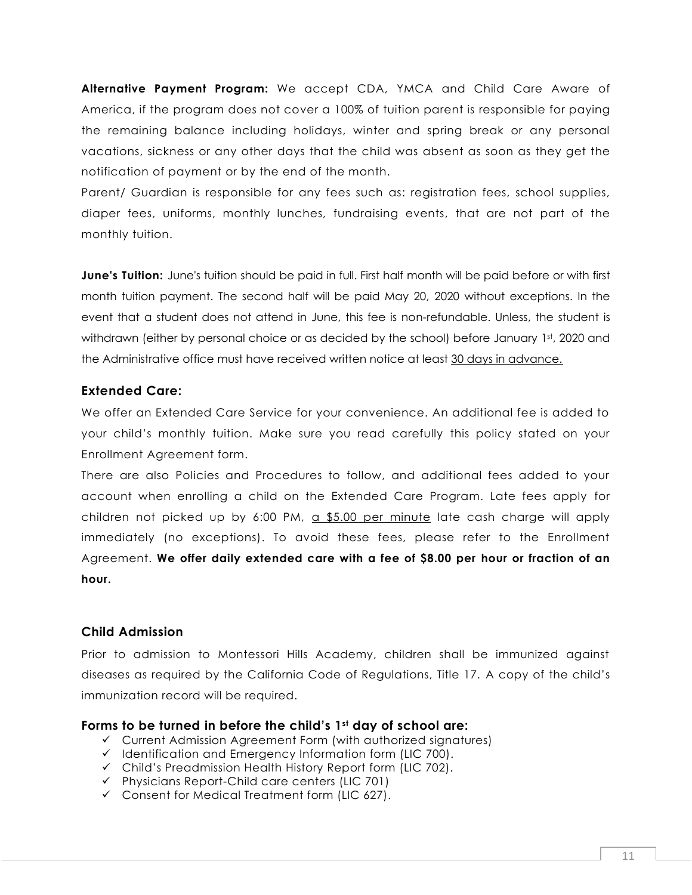**Alternative Payment Program:** We accept CDA, YMCA and Child Care Aware of America, if the program does not cover a 100% of tuition parent is responsible for paying the remaining balance including holidays, winter and spring break or any personal vacations, sickness or any other days that the child was absent as soon as they get the notification of payment or by the end of the month.

Parent/ Guardian is responsible for any fees such as: registration fees, school supplies, diaper fees, uniforms, monthly lunches, fundraising events, that are not part of the monthly tuition.

**June's Tuition:** June's tuition should be paid in full. First half month will be paid before or with first month tuition payment. The second half will be paid May 20, 2020 without exceptions. In the event that a student does not attend in June, this fee is non-refundable. Unless, the student is withdrawn (either by personal choice or as decided by the school) before January 1st, 2020 and the Administrative office must have received written notice at least 30 days in advance.

### Extended Care:

We offer an Extended Care Service for your convenience. An additional fee is added to your child's monthly tuition. Make sure you read carefully this policy stated on your Enrollment Agreement form.

There are also Policies and Procedures to follow, and additional fees added to your account when enrolling a child on the Extended Care Program. Late fees apply for children not picked up by 6:00 PM, a $5.00 per minute late cash charge will apply immediately (no exceptions). To avoid these fees, please refer to the Enrollment Agreement. **We offer daily extended care with a fee of $8.00 per hour or fraction of an hour.**

### Child Admission

Prior to admission to Montessori Hills Academy, children shall be immunized against diseases as required by the California Code of Regulations, Title 17. A copy of the child's immunization record will be required.

### Forms to be turned in before the child's 1st day of school are:

- ✓ Current Admission Agreement Form (with authorized signatures)
- ✓ Identification and Emergency Information form (LIC 700).
- ✓ Child's Preadmission Health History Report form (LIC 702).
- ✓ Physicians Report-Child care centers (LIC 701)
- ✓ Consent for Medical Treatment form (LIC 627).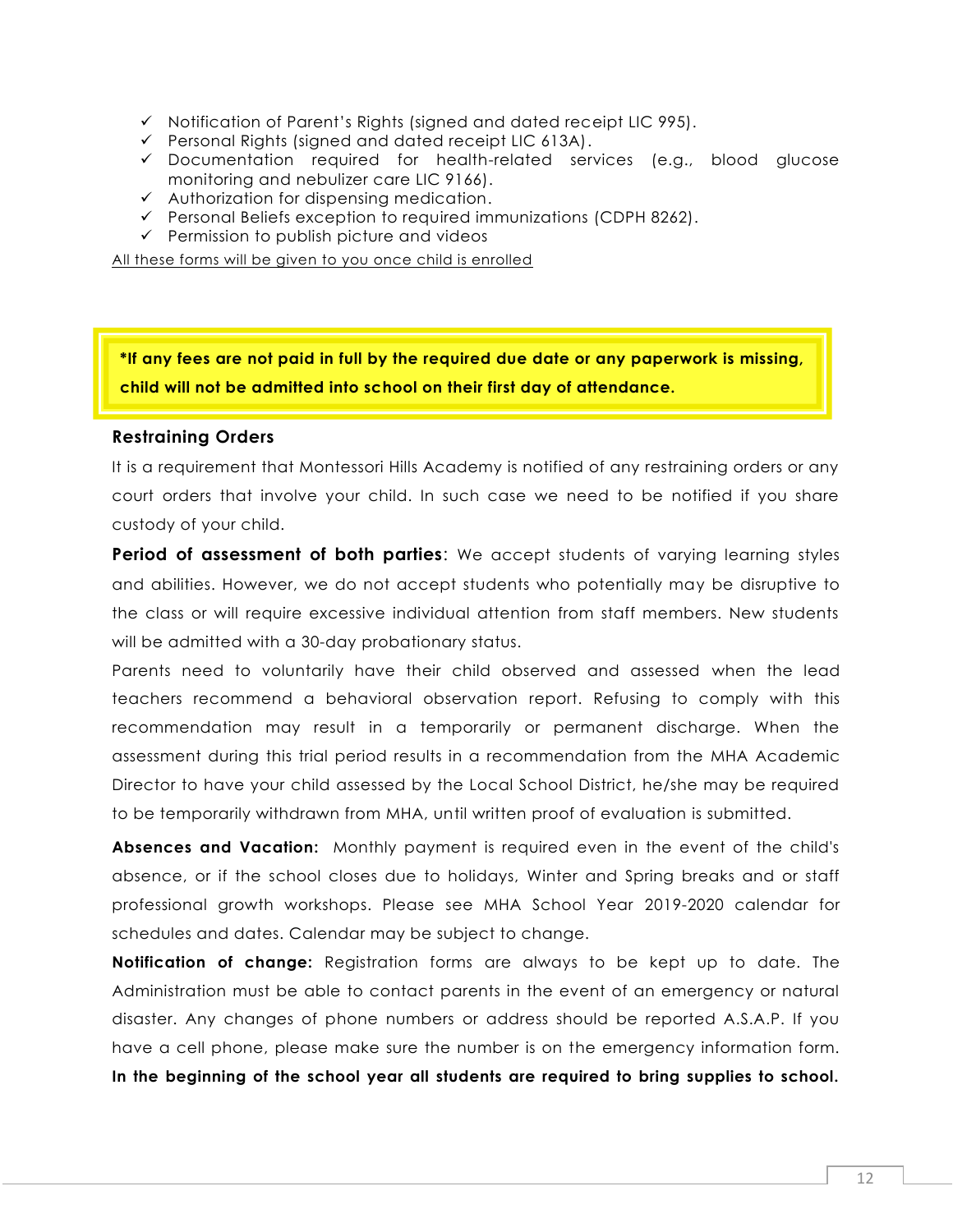- ✓ Notification of Parent's Rights (signed and dated receipt LIC 995).
- ✓ Personal Rights (signed and dated receipt LIC 613A).
- ✓ Documentation required for health-related services (e.g., blood glucose monitoring and nebulizer care LIC 9166).
- ✓ Authorization for dispensing medication.
- ✓ Personal Beliefs exception to required immunizations (CDPH 8262).
- ✓ Permission to publish picture and videos

All these forms will be given to you once child is enrolled

**\*If any fees are not paid in full by the required due date or any paperwork is missing, child will not be admitted into school on their first day of attendance.**

### Restraining Orders

It is a requirement that Montessori Hills Academy is notified of any restraining orders or any court orders that involve your child. In such case we need to be notified if you share custody of your child.

**Period of assessment of both parties**: We accept students of varying learning styles and abilities. However, we do not accept students who potentially may be disruptive to the class or will require excessive individual attention from staff members. New students will be admitted with a 30-day probationary status.

Parents need to voluntarily have their child observed and assessed when the lead teachers recommend a behavioral observation report. Refusing to comply with this recommendation may result in a temporarily or permanent discharge. When the assessment during this trial period results in a recommendation from the MHA Academic Director to have your child assessed by the Local School District, he/she may be required to be temporarily withdrawn from MHA, until written proof of evaluation is submitted.

**Absences and Vacation:** Monthly payment is required even in the event of the child's absence, or if the school closes due to holidays, Winter and Spring breaks and or staff professional growth workshops. Please see MHA School Year 2019-2020 calendar for schedules and dates. Calendar may be subject to change.

**Notification of change:** Registration forms are always to be kept up to date. The Administration must be able to contact parents in the event of an emergency or natural disaster. Any changes of phone numbers or address should be reported A.S.A.P. If you have a cell phone, please make sure the number is on the emergency information form.

**In the beginning of the school year all students are required to bring supplies to school.**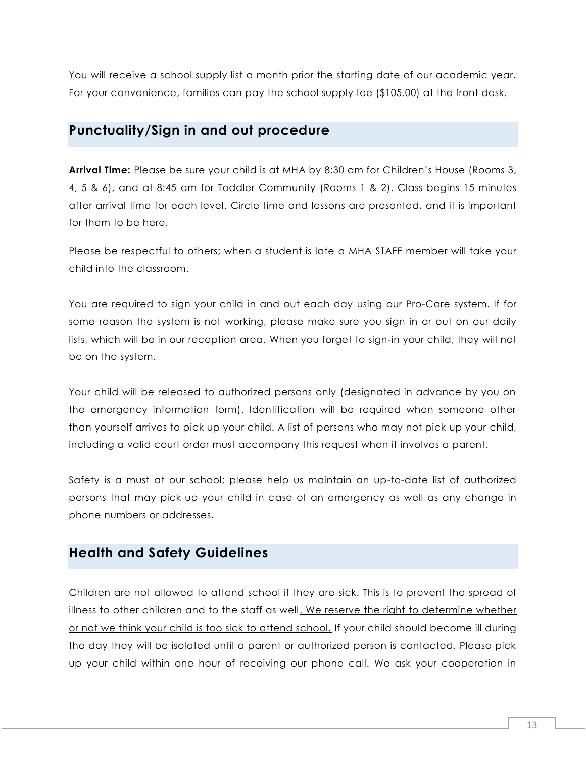You will receive a school supply list a month prior the starting date of our academic year. For your convenience, families can pay the school supply fee ($105.00) at the front desk.

## Punctuality/Sign in and out procedure

**Arrival Time:** Please be sure your child is at MHA by 8:30 am for Children's House (Rooms 3, 4, 5 & 6), and at 8:45 am for Toddler Community (Rooms 1 & 2). Class begins 15 minutes after arrival time for each level. Circle time and lessons are presented, and it is important for them to be here.

Please be respectful to others; when a student is late a MHA STAFF member will take your child into the classroom.

You are required to sign your child in and out each day using our Pro-Care system. If for some reason the system is not working, please make sure you sign in or out on our daily lists, which will be in our reception area. When you forget to sign-in your child, they will not be on the system.

Your child will be released to authorized persons only (designated in advance by you on the emergency information form). Identification will be required when someone other than yourself arrives to pick up your child. A list of persons who may not pick up your child, including a valid court order must accompany this request when it involves a parent.

Safety is a must at our school; please help us maintain an up-to-date list of authorized persons that may pick up your child in case of an emergency as well as any change in phone numbers or addresses.

## Health and Safety Guidelines

Children are not allowed to attend school if they are sick. This is to prevent the spread of illness to other children and to the staff as well. We reserve the right to determine whether or not we think your child is too sick to attend school. If your child should become ill during the day they will be isolated until a parent or authorized person is contacted. Please pick up your child within one hour of receiving our phone call. We ask your cooperation in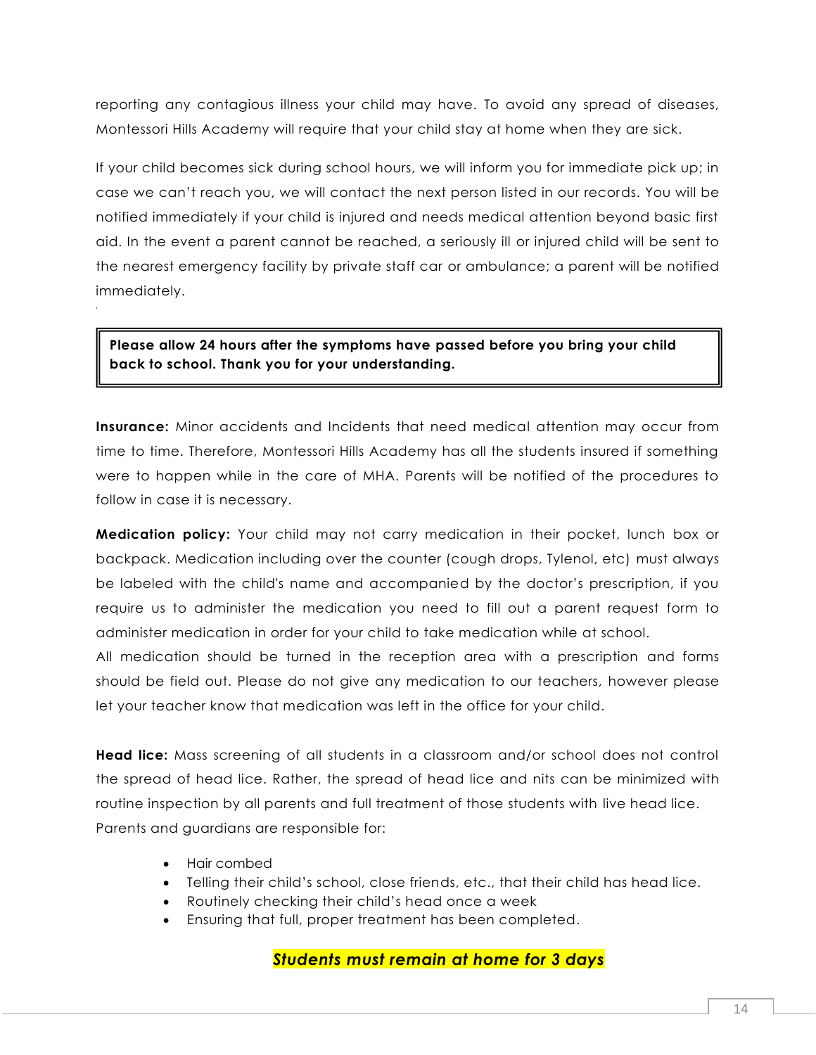reporting any contagious illness your child may have. To avoid any spread of diseases, Montessori Hills Academy will require that your child stay at home when they are sick.

If your child becomes sick during school hours, we will inform you for immediate pick up; in case we can't reach you, we will contact the next person listed in our records. You will be notified immediately if your child is injured and needs medical attention beyond basic first aid. In the event a parent cannot be reached, a seriously ill or injured child will be sent to the nearest emergency facility by private staff car or ambulance; a parent will be notified immediately.

**Please allow 24 hours after the symptoms have passed before you bring your child back to school. Thank you for your understanding.**

**Insurance:** Minor accidents and Incidents that need medical attention may occur from time to time. Therefore, Montessori Hills Academy has all the students insured if something were to happen while in the care of MHA. Parents will be notified of the procedures to follow in case it is necessary.

**Medication policy:** Your child may not carry medication in their pocket, lunch box or backpack. Medication including over the counter (cough drops, Tylenol, etc) must always be labeled with the child's name and accompanied by the doctor's prescription, if you require us to administer the medication you need to fill out a parent request form to administer medication in order for your child to take medication while at school.
All medication should be turned in the reception area with a prescription and forms should be field out. Please do not give any medication to our teachers, however please let your teacher know that medication was left in the office for your child.

**Head lice:** Mass screening of all students in a classroom and/or school does not control the spread of head lice. Rather, the spread of head lice and nits can be minimized with routine inspection by all parents and full treatment of those students with live head lice.
Parents and guardians are responsible for:

- Hair combed
- Telling their child's school, close friends, etc., that their child has head lice.
- Routinely checking their child's head once a week
- Ensuring that full, proper treatment has been completed.

***Students must remain at home for 3 days***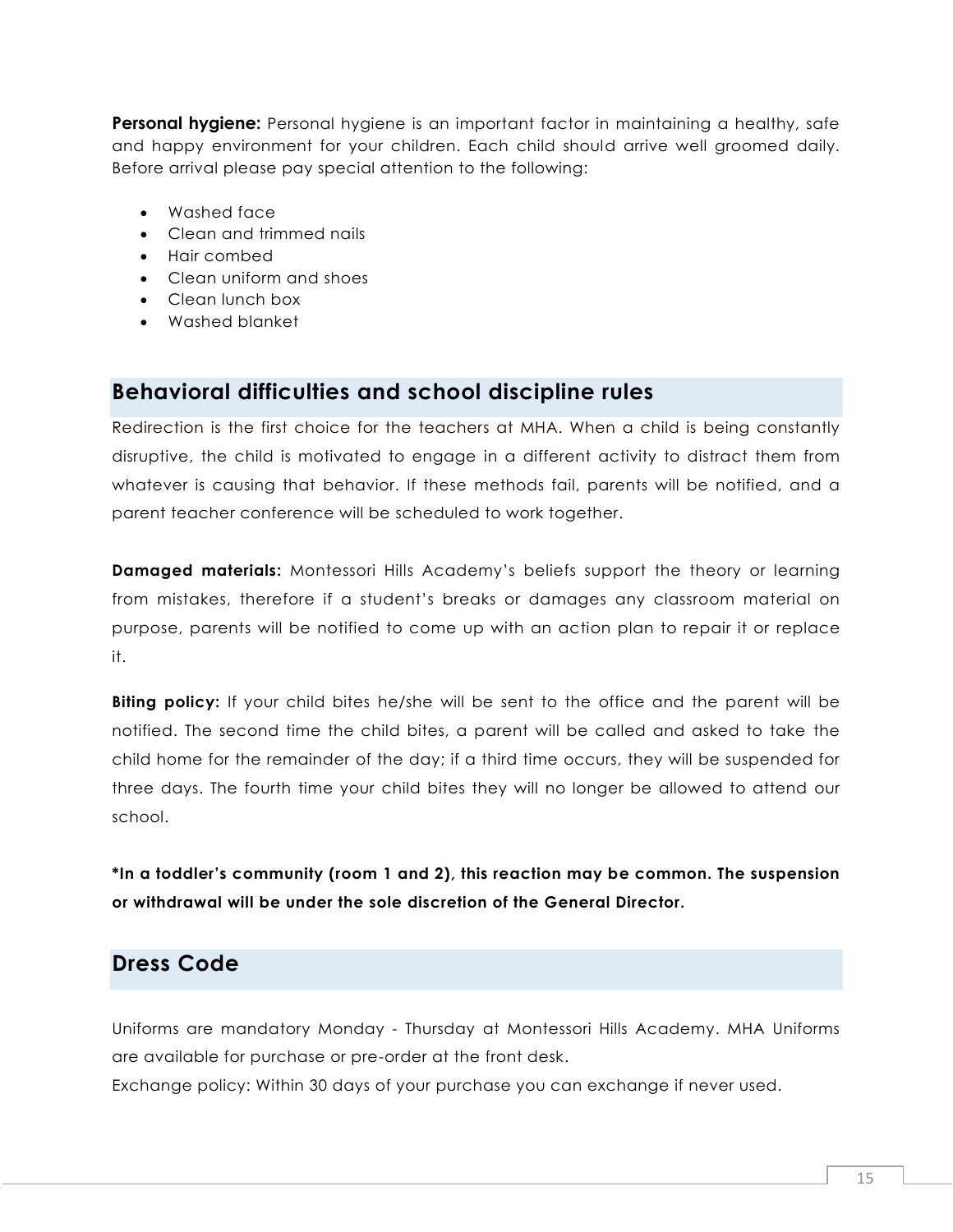**Personal hygiene:** Personal hygiene is an important factor in maintaining a healthy, safe and happy environment for your children. Each child should arrive well groomed daily. Before arrival please pay special attention to the following:

- Washed face
- Clean and trimmed nails
- Hair combed
- Clean uniform and shoes
- Clean lunch box
- Washed blanket

## Behavioral difficulties and school discipline rules

Redirection is the first choice for the teachers at MHA. When a child is being constantly disruptive, the child is motivated to engage in a different activity to distract them from whatever is causing that behavior. If these methods fail, parents will be notified, and a parent teacher conference will be scheduled to work together.

**Damaged materials:** Montessori Hills Academy's beliefs support the theory or learning from mistakes, therefore if a student's breaks or damages any classroom material on purpose, parents will be notified to come up with an action plan to repair it or replace it.

**Biting policy:** If your child bites he/she will be sent to the office and the parent will be notified. The second time the child bites, a parent will be called and asked to take the child home for the remainder of the day; if a third time occurs, they will be suspended for three days. The fourth time your child bites they will no longer be allowed to attend our school.

**\*In a toddler's community (room 1 and 2), this reaction may be common. The suspension or withdrawal will be under the sole discretion of the General Director.**

## Dress Code

Uniforms are mandatory Monday - Thursday at Montessori Hills Academy. MHA Uniforms are available for purchase or pre-order at the front desk.
Exchange policy: Within 30 days of your purchase you can exchange if never used.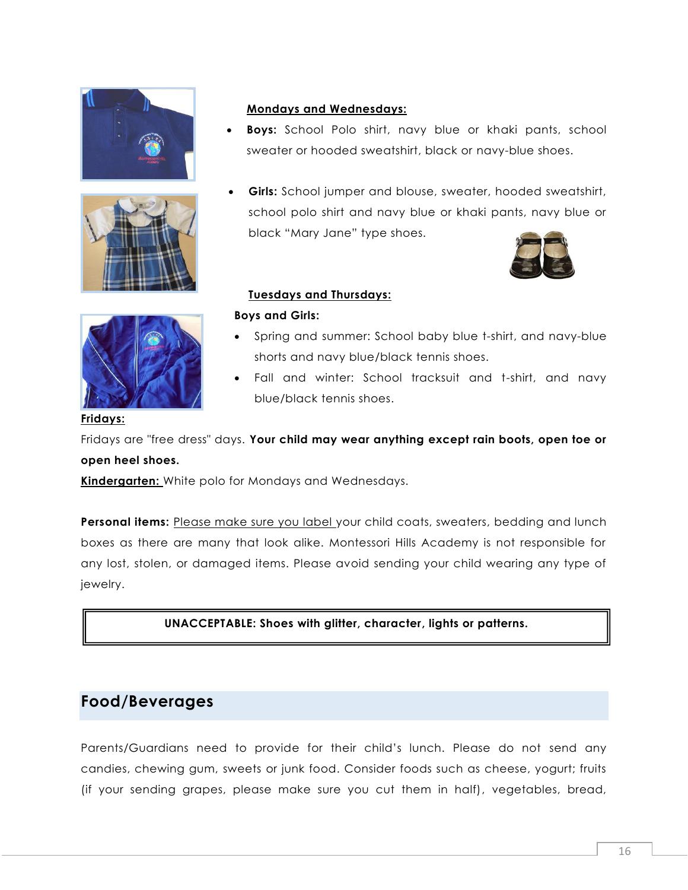**Mondays and Wednesdays:**

- **Boys:** School Polo shirt, navy blue or khaki pants, school sweater or hooded sweatshirt, black or navy-blue shoes.

- **Girls:** School jumper and blouse, sweater, hooded sweatshirt, school polo shirt and navy blue or khaki pants, navy blue or black "Mary Jane" type shoes.

**Tuesdays and Thursdays:**

**Boys and Girls:**

- Spring and summer: School baby blue t-shirt, and navy-blue shorts and navy blue/black tennis shoes.
- Fall and winter: School tracksuit and t-shirt, and navy blue/black tennis shoes.

**Fridays:**

Fridays are "free dress" days. **Your child may wear anything except rain boots, open toe or open heel shoes.**

**Kindergarten:** White polo for Mondays and Wednesdays.

**Personal items:** Please make sure you label your child coats, sweaters, bedding and lunch boxes as there are many that look alike. Montessori Hills Academy is not responsible for any lost, stolen, or damaged items. Please avoid sending your child wearing any type of jewelry.

**UNACCEPTABLE: Shoes with glitter, character, lights or patterns.**

## Food/Beverages

Parents/Guardians need to provide for their child's lunch. Please do not send any candies, chewing gum, sweets or junk food. Consider foods such as cheese, yogurt; fruits (if your sending grapes, please make sure you cut them in half), vegetables, bread,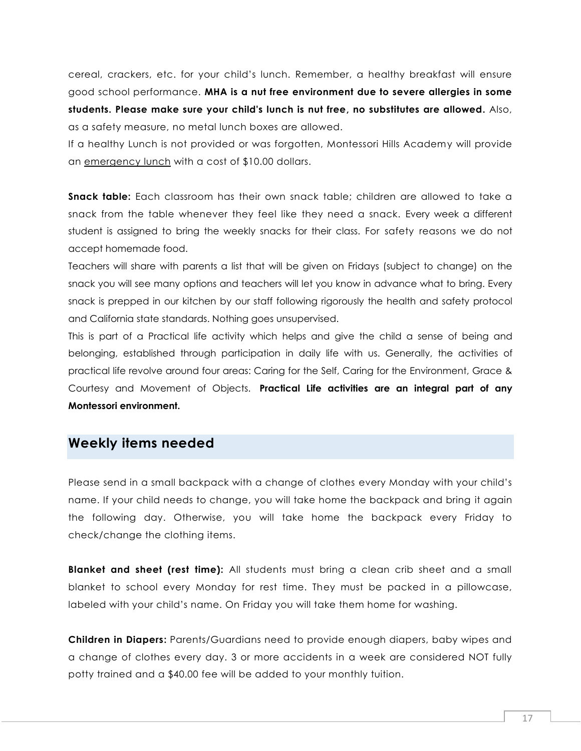cereal, crackers, etc. for your child's lunch. Remember, a healthy breakfast will ensure good school performance. **MHA is a nut free environment due to severe allergies in some students. Please make sure your child's lunch is nut free, no substitutes are allowed.** Also, as a safety measure, no metal lunch boxes are allowed.

If a healthy Lunch is not provided or was forgotten, Montessori Hills Academy will provide an emergency lunch with a cost of $10.00 dollars.

**Snack table:** Each classroom has their own snack table; children are allowed to take a snack from the table whenever they feel like they need a snack. Every week a different student is assigned to bring the weekly snacks for their class. For safety reasons we do not accept homemade food.

Teachers will share with parents a list that will be given on Fridays (subject to change) on the snack you will see many options and teachers will let you know in advance what to bring. Every snack is prepped in our kitchen by our staff following rigorously the health and safety protocol and California state standards. Nothing goes unsupervised.

This is part of a Practical life activity which helps and give the child a sense of being and belonging, established through participation in daily life with us. Generally, the activities of practical life revolve around four areas: Caring for the Self, Caring for the Environment, Grace & Courtesy and Movement of Objects. **Practical Life activities are an integral part of any Montessori environment.**

## Weekly items needed

Please send in a small backpack with a change of clothes every Monday with your child's name. If your child needs to change, you will take home the backpack and bring it again the following day. Otherwise, you will take home the backpack every Friday to check/change the clothing items.

**Blanket and sheet (rest time):** All students must bring a clean crib sheet and a small blanket to school every Monday for rest time. They must be packed in a pillowcase, labeled with your child's name. On Friday you will take them home for washing.

**Children in Diapers:** Parents/Guardians need to provide enough diapers, baby wipes and a change of clothes every day. 3 or more accidents in a week are considered NOT fully potty trained and a $40.00 fee will be added to your monthly tuition.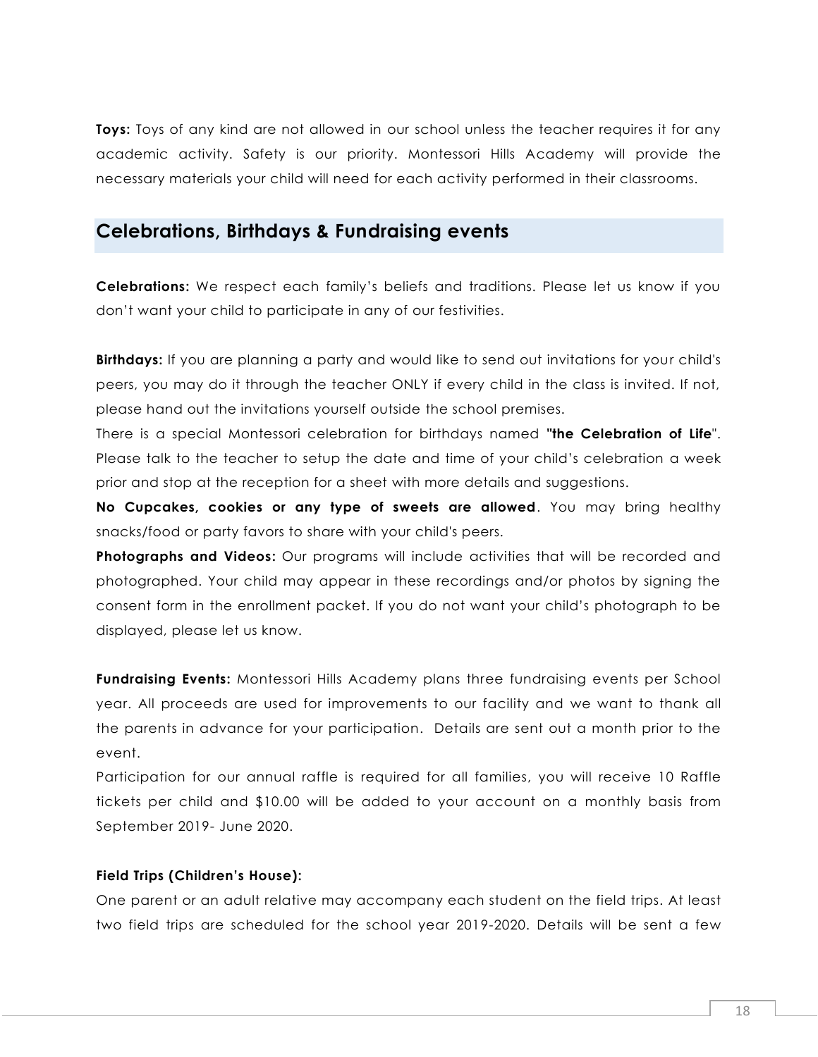**Toys:** Toys of any kind are not allowed in our school unless the teacher requires it for any academic activity. Safety is our priority. Montessori Hills Academy will provide the necessary materials your child will need for each activity performed in their classrooms.

## Celebrations, Birthdays & Fundraising events

**Celebrations:** We respect each family's beliefs and traditions. Please let us know if you don't want your child to participate in any of our festivities.

**Birthdays:** If you are planning a party and would like to send out invitations for your child's peers, you may do it through the teacher ONLY if every child in the class is invited. If not, please hand out the invitations yourself outside the school premises.
There is a special Montessori celebration for birthdays named **"the Celebration of Life"**. Please talk to the teacher to setup the date and time of your child's celebration a week prior and stop at the reception for a sheet with more details and suggestions.
**No Cupcakes, cookies or any type of sweets are allowed**. You may bring healthy snacks/food or party favors to share with your child's peers.
**Photographs and Videos:** Our programs will include activities that will be recorded and photographed. Your child may appear in these recordings and/or photos by signing the consent form in the enrollment packet. If you do not want your child's photograph to be displayed, please let us know.

**Fundraising Events:** Montessori Hills Academy plans three fundraising events per School year. All proceeds are used for improvements to our facility and we want to thank all the parents in advance for your participation. Details are sent out a month prior to the event.
Participation for our annual raffle is required for all families, you will receive 10 Raffle tickets per child and $10.00 will be added to your account on a monthly basis from September 2019- June 2020.

**Field Trips (Children's House):**
One parent or an adult relative may accompany each student on the field trips. At least two field trips are scheduled for the school year 2019-2020. Details will be sent a few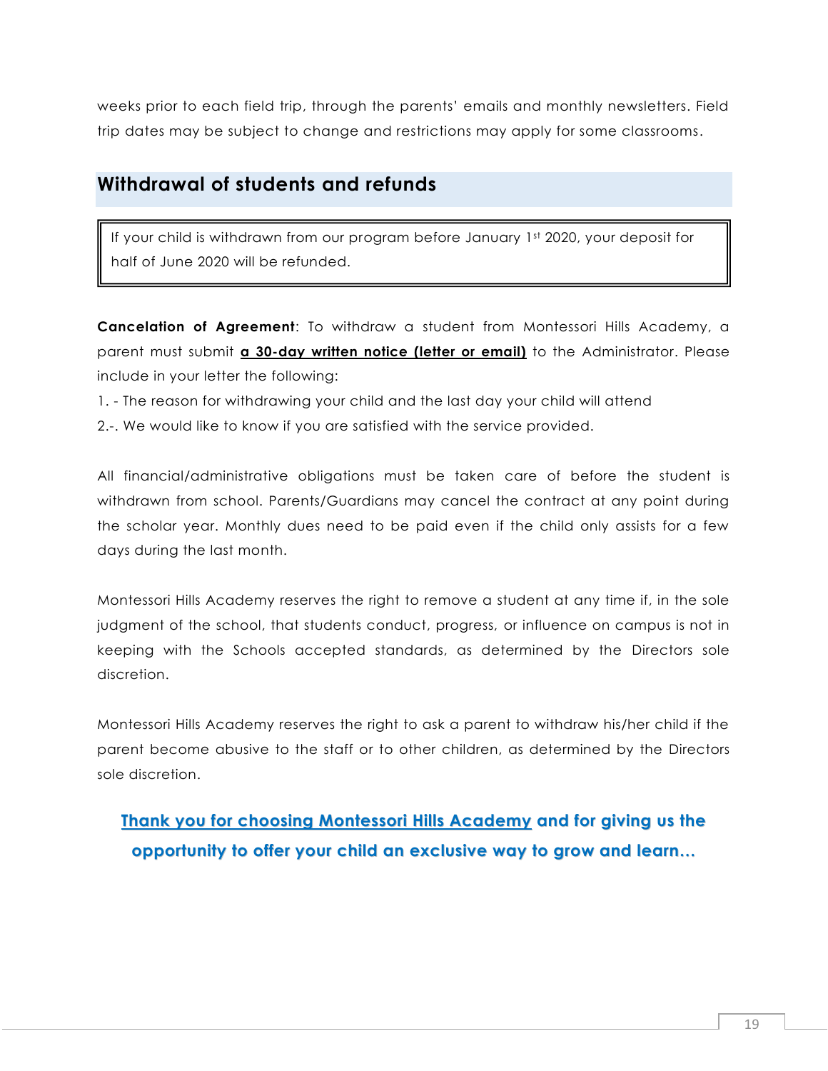weeks prior to each field trip, through the parents' emails and monthly newsletters. Field trip dates may be subject to change and restrictions may apply for some classrooms.

## Withdrawal of students and refunds

If your child is withdrawn from our program before January 1st 2020, your deposit for half of June 2020 will be refunded.

**Cancelation of Agreement**: To withdraw a student from Montessori Hills Academy, a parent must submit **a 30-day written notice (letter or email)** to the Administrator. Please include in your letter the following:

1. - The reason for withdrawing your child and the last day your child will attend

2.-. We would like to know if you are satisfied with the service provided.

All financial/administrative obligations must be taken care of before the student is withdrawn from school. Parents/Guardians may cancel the contract at any point during the scholar year. Monthly dues need to be paid even if the child only assists for a few days during the last month.

Montessori Hills Academy reserves the right to remove a student at any time if, in the sole judgment of the school, that students conduct, progress, or influence on campus is not in keeping with the Schools accepted standards, as determined by the Directors sole discretion.

Montessori Hills Academy reserves the right to ask a parent to withdraw his/her child if the parent become abusive to the staff or to other children, as determined by the Directors sole discretion.

**Thank you for choosing Montessori Hills Academy and for giving us the opportunity to offer your child an exclusive way to grow and learn…**